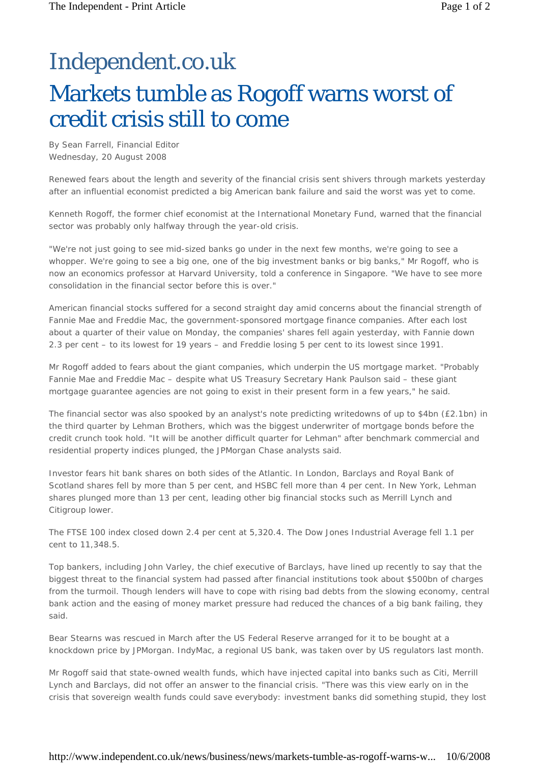# Independent.co.uk

# Markets tumble as Rogoff warns worst of credit crisis still to come

By Sean Farrell, Financial Editor
Wednesday, 20 August 2008

Renewed fears about the length and severity of the financial crisis sent shivers through markets yesterday after an influential economist predicted a big American bank failure and said the worst was yet to come.

Kenneth Rogoff, the former chief economist at the International Monetary Fund, warned that the financial sector was probably only halfway through the year-old crisis.

"We're not just going to see mid-sized banks go under in the next few months, we're going to see a whopper. We're going to see a big one, one of the big investment banks or big banks," Mr Rogoff, who is now an economics professor at Harvard University, told a conference in Singapore. "We have to see more consolidation in the financial sector before this is over."

American financial stocks suffered for a second straight day amid concerns about the financial strength of Fannie Mae and Freddie Mac, the government-sponsored mortgage finance companies. After each lost about a quarter of their value on Monday, the companies' shares fell again yesterday, with Fannie down 2.3 per cent – to its lowest for 19 years – and Freddie losing 5 per cent to its lowest since 1991.

Mr Rogoff added to fears about the giant companies, which underpin the US mortgage market. "Probably Fannie Mae and Freddie Mac – despite what US Treasury Secretary Hank Paulson said – these giant mortgage guarantee agencies are not going to exist in their present form in a few years," he said.

The financial sector was also spooked by an analyst's note predicting writedowns of up to $4bn (£2.1bn) in the third quarter by Lehman Brothers, which was the biggest underwriter of mortgage bonds before the credit crunch took hold. "It will be another difficult quarter for Lehman" after benchmark commercial and residential property indices plunged, the JPMorgan Chase analysts said.

Investor fears hit bank shares on both sides of the Atlantic. In London, Barclays and Royal Bank of Scotland shares fell by more than 5 per cent, and HSBC fell more than 4 per cent. In New York, Lehman shares plunged more than 13 per cent, leading other big financial stocks such as Merrill Lynch and Citigroup lower.

The FTSE 100 index closed down 2.4 per cent at 5,320.4. The Dow Jones Industrial Average fell 1.1 per cent to 11,348.5.

Top bankers, including John Varley, the chief executive of Barclays, have lined up recently to say that the biggest threat to the financial system had passed after financial institutions took about $500bn of charges from the turmoil. Though lenders will have to cope with rising bad debts from the slowing economy, central bank action and the easing of money market pressure had reduced the chances of a big bank failing, they said.

Bear Stearns was rescued in March after the US Federal Reserve arranged for it to be bought at a knockdown price by JPMorgan. IndyMac, a regional US bank, was taken over by US regulators last month.

Mr Rogoff said that state-owned wealth funds, which have injected capital into banks such as Citi, Merrill Lynch and Barclays, did not offer an answer to the financial crisis. "There was this view early on in the crisis that sovereign wealth funds could save everybody: investment banks did something stupid, they lost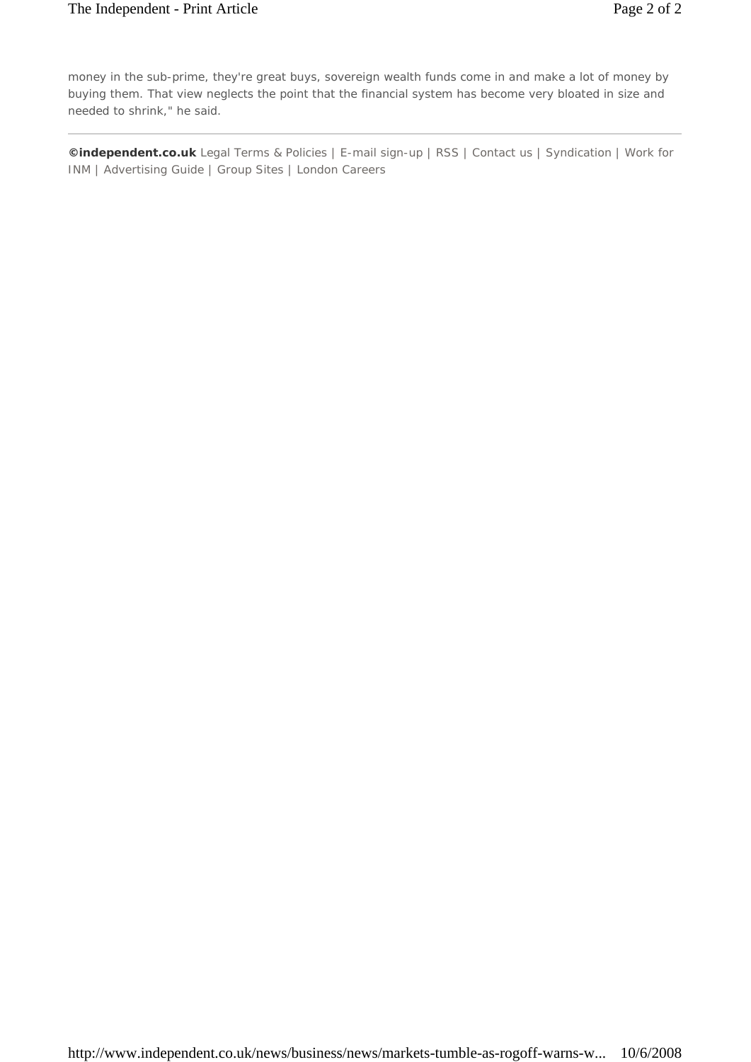money in the sub-prime, they're great buys, sovereign wealth funds come in and make a lot of money by buying them. That view neglects the point that the financial system has become very bloated in size and needed to shrink," he said.

---

**©independent.co.uk** Legal Terms & Policies | E-mail sign-up | RSS | Contact us | Syndication | Work for INM | Advertising Guide | Group Sites | London Careers